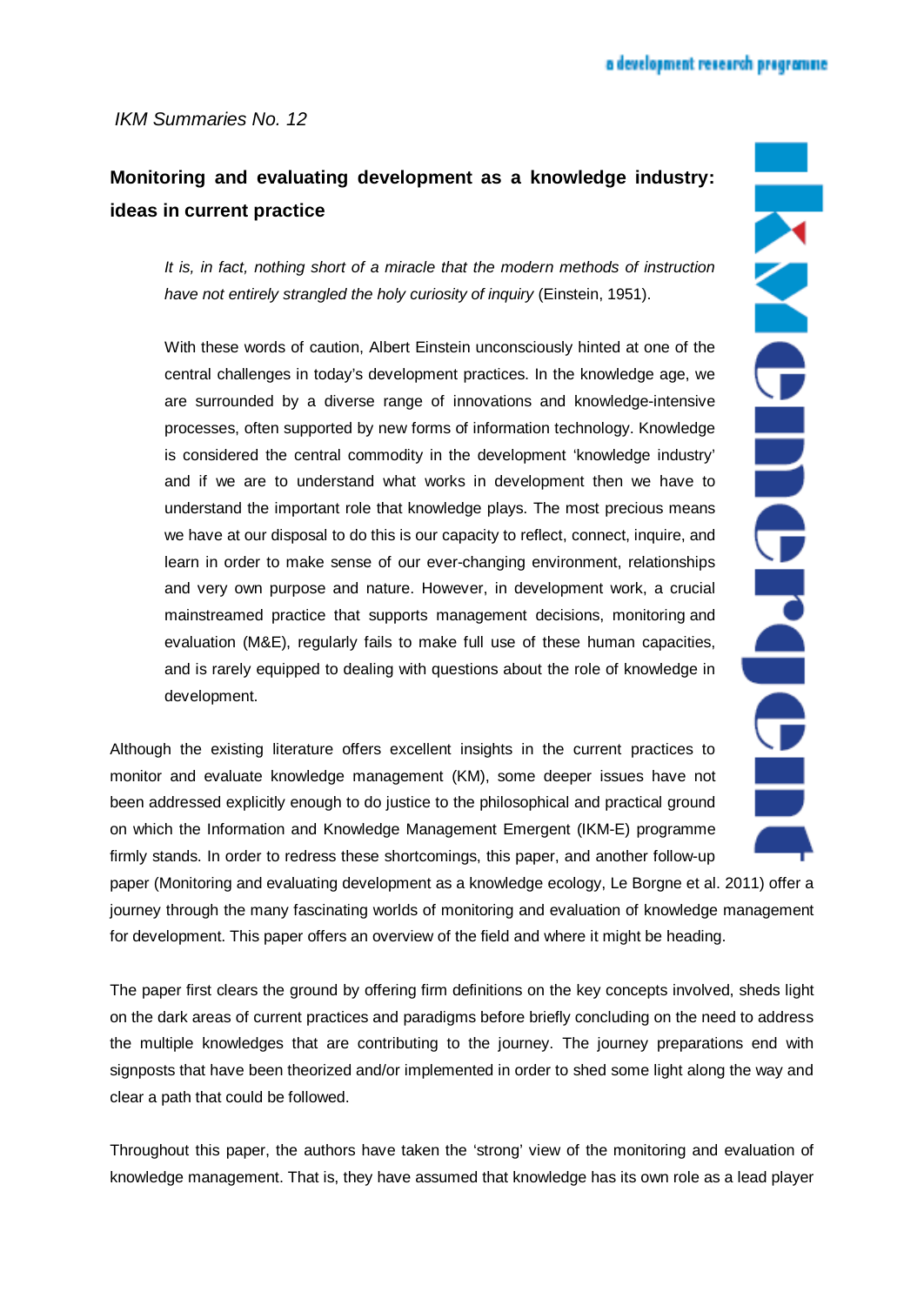*IKM Summaries No. 12*

## Monitoring and evaluating development as a knowledge industry: ideas in current practice

> *It is, in fact, nothing short of a miracle that the modern methods of instruction have not entirely strangled the holy curiosity of inquiry* (Einstein, 1951).
>
> With these words of caution, Albert Einstein unconsciously hinted at one of the central challenges in today's development practices. In the knowledge age, we are surrounded by a diverse range of innovations and knowledge-intensive processes, often supported by new forms of information technology. Knowledge is considered the central commodity in the development 'knowledge industry' and if we are to understand what works in development then we have to understand the important role that knowledge plays. The most precious means we have at our disposal to do this is our capacity to reflect, connect, inquire, and learn in order to make sense of our ever-changing environment, relationships and very own purpose and nature. However, in development work, a crucial mainstreamed practice that supports management decisions, monitoring and evaluation (M&E), regularly fails to make full use of these human capacities, and is rarely equipped to dealing with questions about the role of knowledge in development.

Although the existing literature offers excellent insights in the current practices to monitor and evaluate knowledge management (KM), some deeper issues have not been addressed explicitly enough to do justice to the philosophical and practical ground on which the Information and Knowledge Management Emergent (IKM-E) programme firmly stands. In order to redress these shortcomings, this paper, and another follow-up paper (Monitoring and evaluating development as a knowledge ecology, Le Borgne et al. 2011) offer a journey through the many fascinating worlds of monitoring and evaluation of knowledge management for development. This paper offers an overview of the field and where it might be heading.

The paper first clears the ground by offering firm definitions on the key concepts involved, sheds light on the dark areas of current practices and paradigms before briefly concluding on the need to address the multiple knowledges that are contributing to the journey. The journey preparations end with signposts that have been theorized and/or implemented in order to shed some light along the way and clear a path that could be followed.

Throughout this paper, the authors have taken the 'strong' view of the monitoring and evaluation of knowledge management. That is, they have assumed that knowledge has its own role as a lead player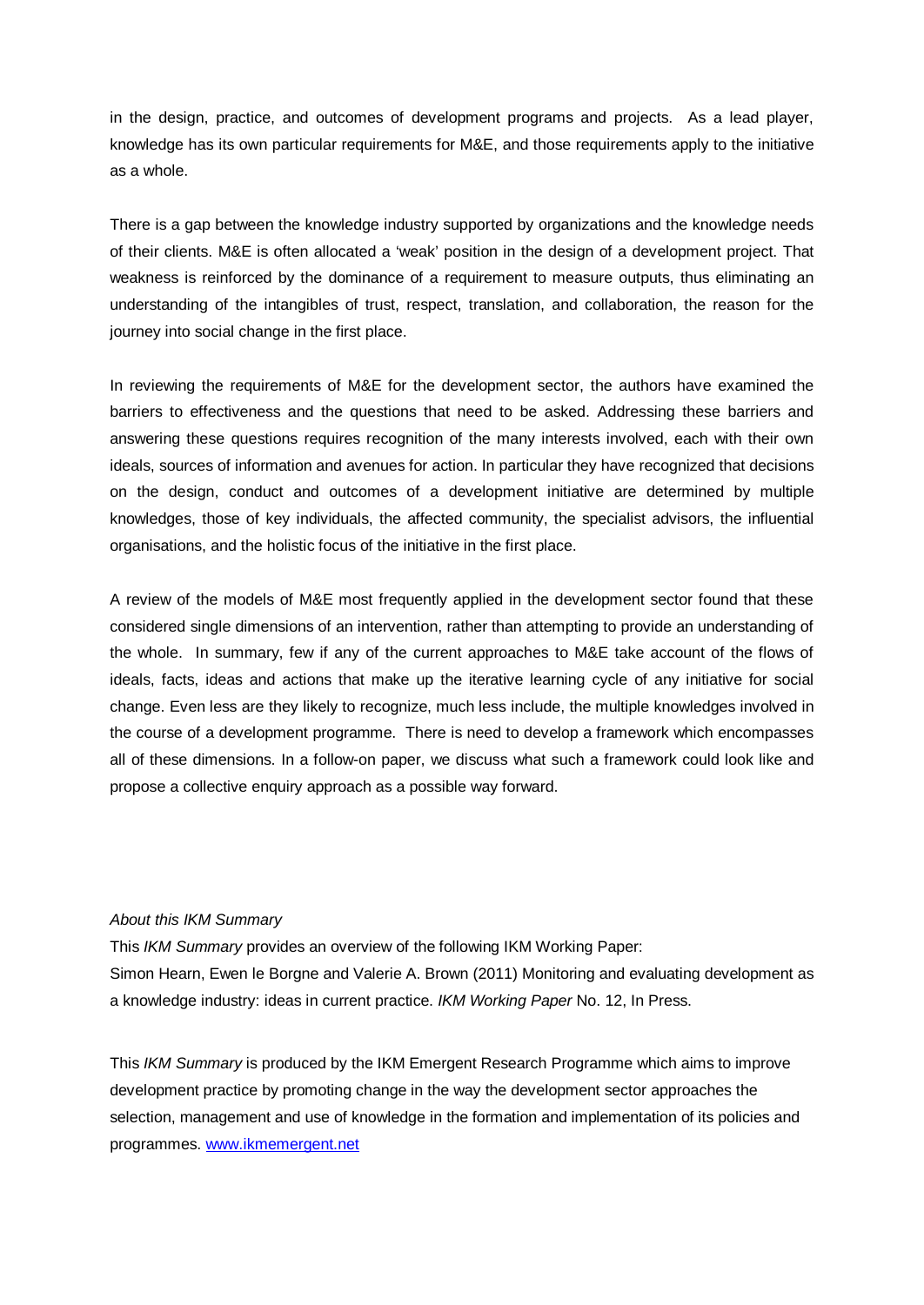in the design, practice, and outcomes of development programs and projects. As a lead player, knowledge has its own particular requirements for M&E, and those requirements apply to the initiative as a whole.

There is a gap between the knowledge industry supported by organizations and the knowledge needs of their clients. M&E is often allocated a 'weak' position in the design of a development project. That weakness is reinforced by the dominance of a requirement to measure outputs, thus eliminating an understanding of the intangibles of trust, respect, translation, and collaboration, the reason for the journey into social change in the first place.

In reviewing the requirements of M&E for the development sector, the authors have examined the barriers to effectiveness and the questions that need to be asked. Addressing these barriers and answering these questions requires recognition of the many interests involved, each with their own ideals, sources of information and avenues for action. In particular they have recognized that decisions on the design, conduct and outcomes of a development initiative are determined by multiple knowledges, those of key individuals, the affected community, the specialist advisors, the influential organisations, and the holistic focus of the initiative in the first place.

A review of the models of M&E most frequently applied in the development sector found that these considered single dimensions of an intervention, rather than attempting to provide an understanding of the whole. In summary, few if any of the current approaches to M&E take account of the flows of ideals, facts, ideas and actions that make up the iterative learning cycle of any initiative for social change. Even less are they likely to recognize, much less include, the multiple knowledges involved in the course of a development programme. There is need to develop a framework which encompasses all of these dimensions. In a follow-on paper, we discuss what such a framework could look like and propose a collective enquiry approach as a possible way forward.

*About this IKM Summary*

This *IKM Summary* provides an overview of the following IKM Working Paper:
Simon Hearn, Ewen le Borgne and Valerie A. Brown (2011) Monitoring and evaluating development as a knowledge industry: ideas in current practice. *IKM Working Paper* No. 12, In Press.

This *IKM Summary* is produced by the IKM Emergent Research Programme which aims to improve development practice by promoting change in the way the development sector approaches the selection, management and use of knowledge in the formation and implementation of its policies and programmes. www.ikmemergent.net